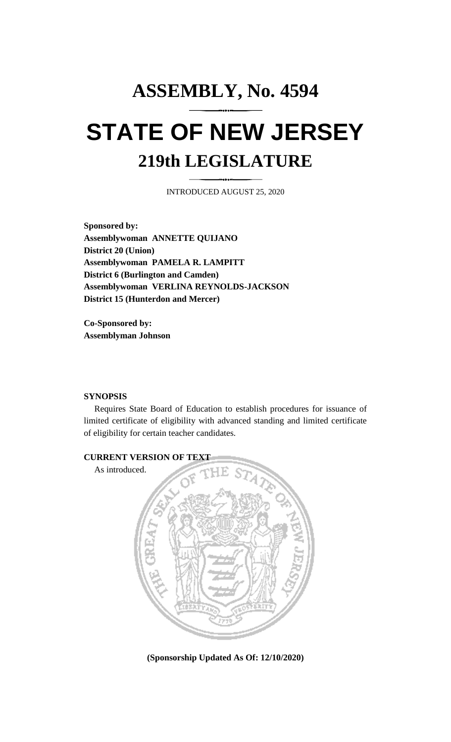# ASSEMBLY, No. 4594

# STATE OF NEW JERSEY

## 219th LEGISLATURE

INTRODUCED AUGUST 25, 2020

**Sponsored by:**
**Assemblywoman ANNETTE QUIJANO**
**District 20 (Union)**
**Assemblywoman PAMELA R. LAMPITT**
**District 6 (Burlington and Camden)**
**Assemblywoman VERLINA REYNOLDS-JACKSON**
**District 15 (Hunterdon and Mercer)**

**Co-Sponsored by:**
**Assemblyman Johnson**

**SYNOPSIS**

Requires State Board of Education to establish procedures for issuance of limited certificate of eligibility with advanced standing and limited certificate of eligibility for certain teacher candidates.

**CURRENT VERSION OF TEXT**

As introduced.

**(Sponsorship Updated As Of: 12/10/2020)**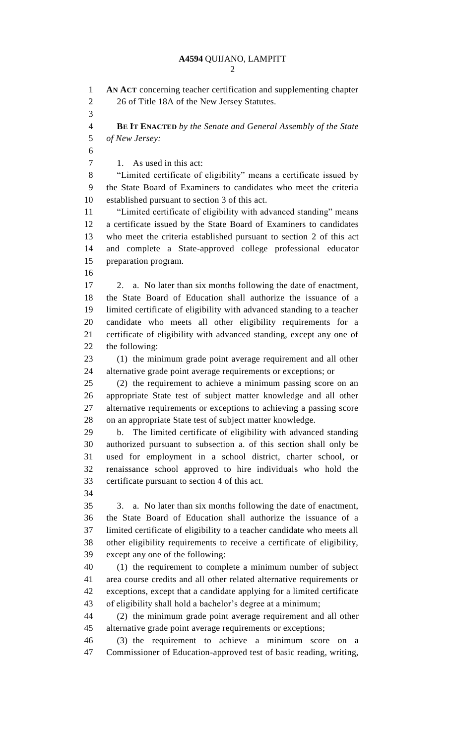**AN ACT** concerning teacher certification and supplementing chapter 26 of Title 18A of the New Jersey Statutes.

**BE IT ENACTED** *by the Senate and General Assembly of the State of New Jersey:*

1. As used in this act:

"Limited certificate of eligibility" means a certificate issued by the State Board of Examiners to candidates who meet the criteria established pursuant to section 3 of this act.

"Limited certificate of eligibility with advanced standing" means a certificate issued by the State Board of Examiners to candidates who meet the criteria established pursuant to section 2 of this act and complete a State-approved college professional educator preparation program.

2. a. No later than six months following the date of enactment, the State Board of Education shall authorize the issuance of a limited certificate of eligibility with advanced standing to a teacher candidate who meets all other eligibility requirements for a certificate of eligibility with advanced standing, except any one of the following:

(1) the minimum grade point average requirement and all other alternative grade point average requirements or exceptions; or

(2) the requirement to achieve a minimum passing score on an appropriate State test of subject matter knowledge and all other alternative requirements or exceptions to achieving a passing score on an appropriate State test of subject matter knowledge.

b. The limited certificate of eligibility with advanced standing authorized pursuant to subsection a. of this section shall only be used for employment in a school district, charter school, or renaissance school approved to hire individuals who hold the certificate pursuant to section 4 of this act.

3. a. No later than six months following the date of enactment, the State Board of Education shall authorize the issuance of a limited certificate of eligibility to a teacher candidate who meets all other eligibility requirements to receive a certificate of eligibility, except any one of the following:

(1) the requirement to complete a minimum number of subject area course credits and all other related alternative requirements or exceptions, except that a candidate applying for a limited certificate of eligibility shall hold a bachelor's degree at a minimum;

(2) the minimum grade point average requirement and all other alternative grade point average requirements or exceptions;

(3) the requirement to achieve a minimum score on a Commissioner of Education-approved test of basic reading, writing,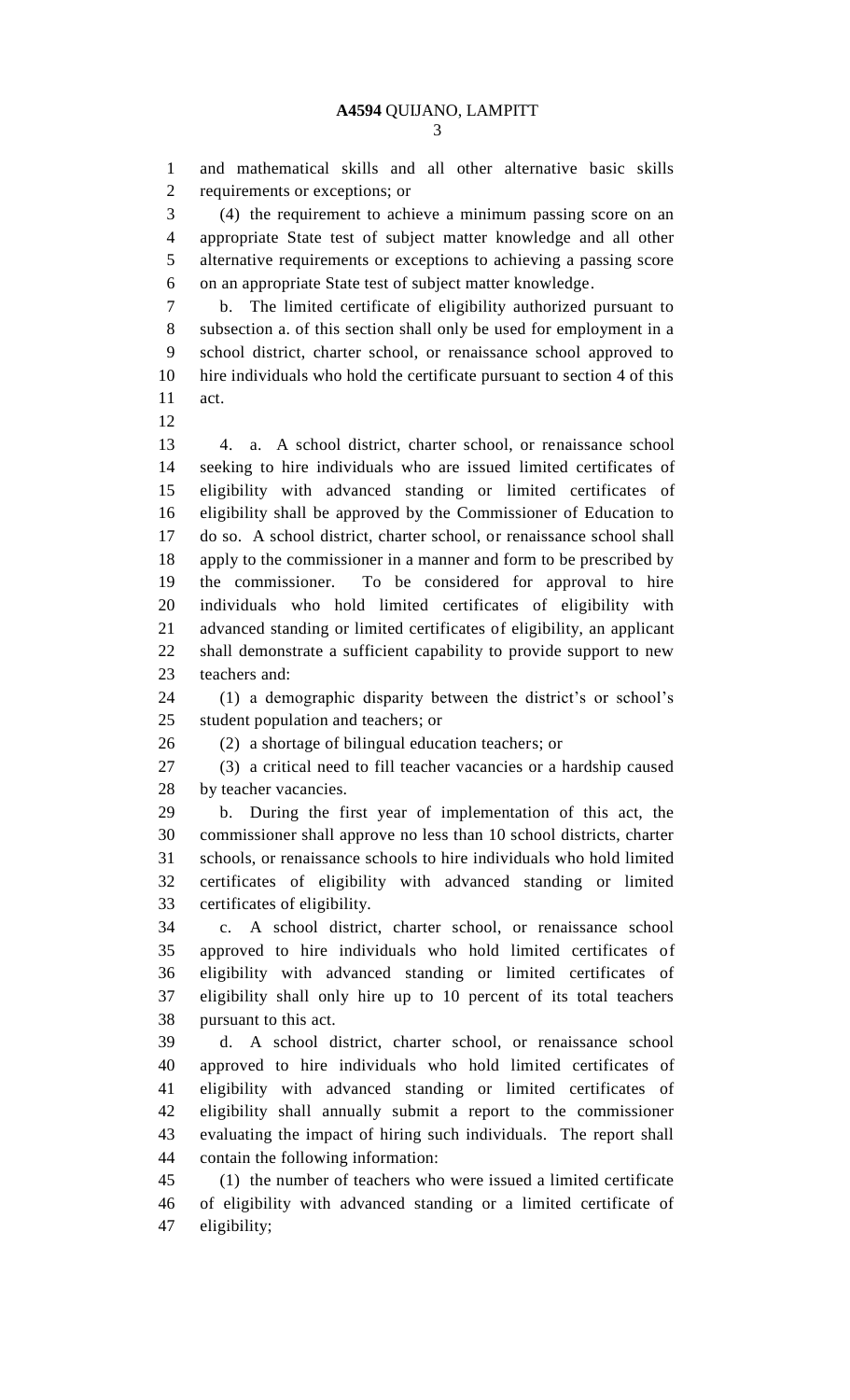and mathematical skills and all other alternative basic skills requirements or exceptions; or

(4) the requirement to achieve a minimum passing score on an appropriate State test of subject matter knowledge and all other alternative requirements or exceptions to achieving a passing score on an appropriate State test of subject matter knowledge.

b. The limited certificate of eligibility authorized pursuant to subsection a. of this section shall only be used for employment in a school district, charter school, or renaissance school approved to hire individuals who hold the certificate pursuant to section 4 of this act.

4. a. A school district, charter school, or renaissance school seeking to hire individuals who are issued limited certificates of eligibility with advanced standing or limited certificates of eligibility shall be approved by the Commissioner of Education to do so. A school district, charter school, or renaissance school shall apply to the commissioner in a manner and form to be prescribed by the commissioner. To be considered for approval to hire individuals who hold limited certificates of eligibility with advanced standing or limited certificates of eligibility, an applicant shall demonstrate a sufficient capability to provide support to new teachers and:

(1) a demographic disparity between the district's or school's student population and teachers; or

(2) a shortage of bilingual education teachers; or

(3) a critical need to fill teacher vacancies or a hardship caused by teacher vacancies.

b. During the first year of implementation of this act, the commissioner shall approve no less than 10 school districts, charter schools, or renaissance schools to hire individuals who hold limited certificates of eligibility with advanced standing or limited certificates of eligibility.

c. A school district, charter school, or renaissance school approved to hire individuals who hold limited certificates of eligibility with advanced standing or limited certificates of eligibility shall only hire up to 10 percent of its total teachers pursuant to this act.

d. A school district, charter school, or renaissance school approved to hire individuals who hold limited certificates of eligibility with advanced standing or limited certificates of eligibility shall annually submit a report to the commissioner evaluating the impact of hiring such individuals. The report shall contain the following information:

(1) the number of teachers who were issued a limited certificate of eligibility with advanced standing or a limited certificate of eligibility;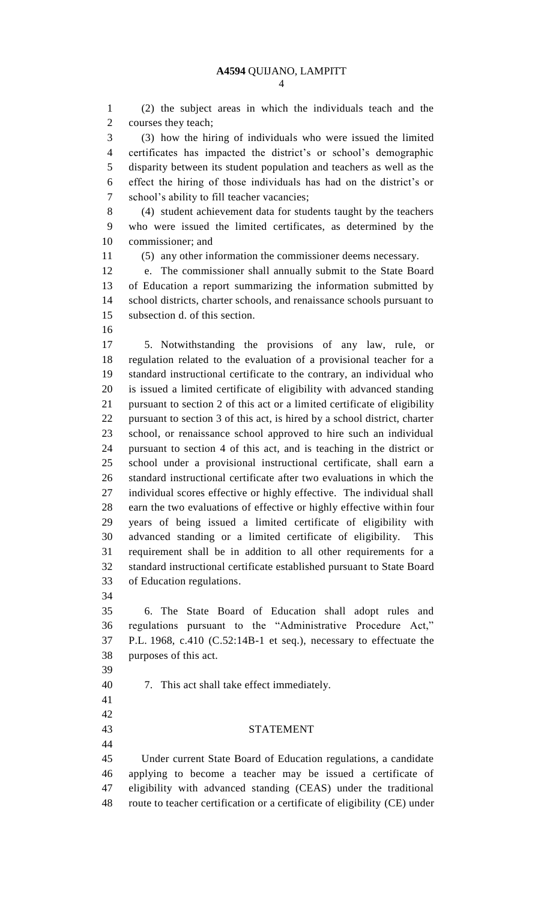(2) the subject areas in which the individuals teach and the courses they teach;

(3) how the hiring of individuals who were issued the limited certificates has impacted the district's or school's demographic disparity between its student population and teachers as well as the effect the hiring of those individuals has had on the district's or school's ability to fill teacher vacancies;

(4) student achievement data for students taught by the teachers who were issued the limited certificates, as determined by the commissioner; and

(5) any other information the commissioner deems necessary.

e. The commissioner shall annually submit to the State Board of Education a report summarizing the information submitted by school districts, charter schools, and renaissance schools pursuant to subsection d. of this section.

5. Notwithstanding the provisions of any law, rule, or regulation related to the evaluation of a provisional teacher for a standard instructional certificate to the contrary, an individual who is issued a limited certificate of eligibility with advanced standing pursuant to section 2 of this act or a limited certificate of eligibility pursuant to section 3 of this act, is hired by a school district, charter school, or renaissance school approved to hire such an individual pursuant to section 4 of this act, and is teaching in the district or school under a provisional instructional certificate, shall earn a standard instructional certificate after two evaluations in which the individual scores effective or highly effective. The individual shall earn the two evaluations of effective or highly effective within four years of being issued a limited certificate of eligibility with advanced standing or a limited certificate of eligibility. This requirement shall be in addition to all other requirements for a standard instructional certificate established pursuant to State Board of Education regulations.

6. The State Board of Education shall adopt rules and regulations pursuant to the "Administrative Procedure Act," P.L. 1968, c.410 (C.52:14B-1 et seq.), necessary to effectuate the purposes of this act.

7. This act shall take effect immediately.

## STATEMENT

Under current State Board of Education regulations, a candidate applying to become a teacher may be issued a certificate of eligibility with advanced standing (CEAS) under the traditional route to teacher certification or a certificate of eligibility (CE) under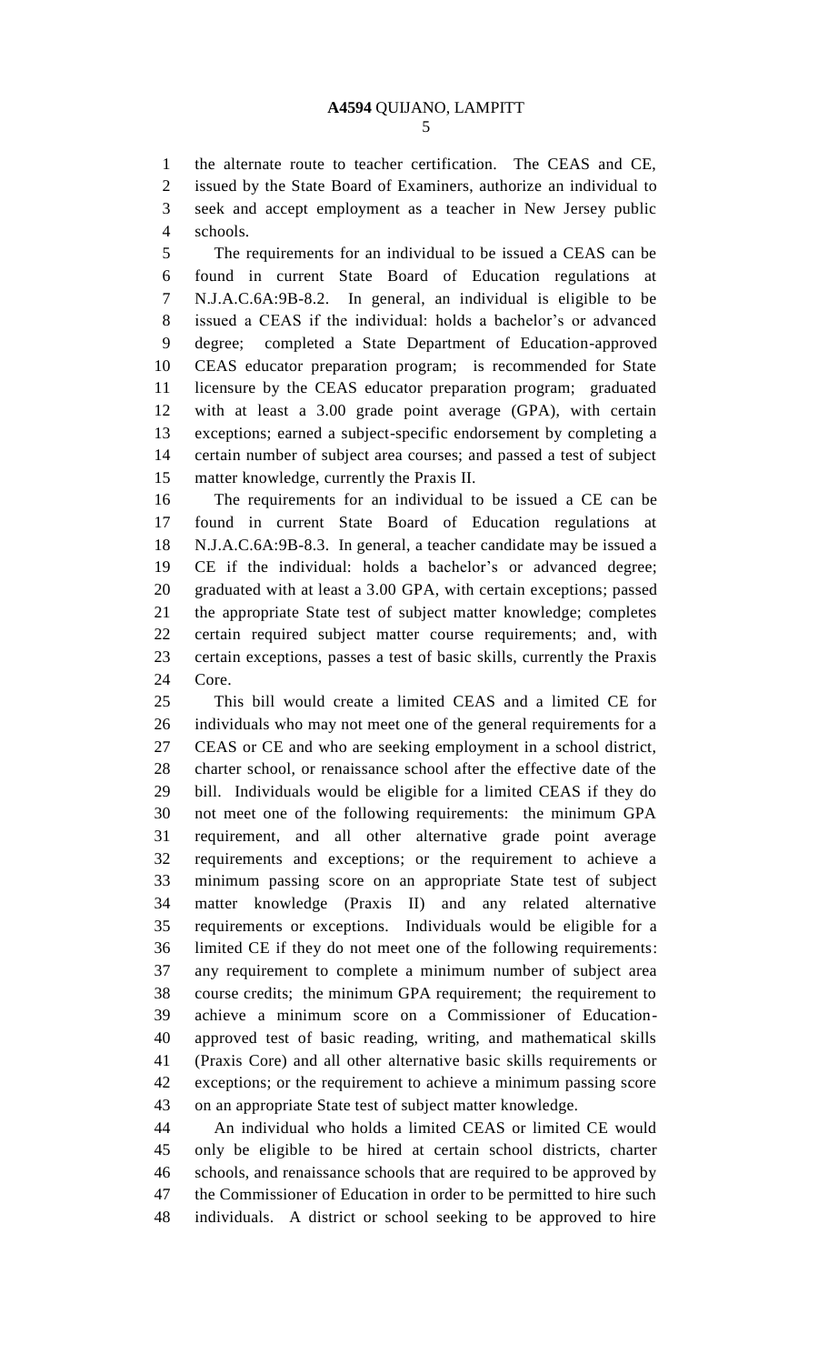the alternate route to teacher certification. The CEAS and CE, issued by the State Board of Examiners, authorize an individual to seek and accept employment as a teacher in New Jersey public schools.

The requirements for an individual to be issued a CEAS can be found in current State Board of Education regulations at N.J.A.C.6A:9B-8.2. In general, an individual is eligible to be issued a CEAS if the individual: holds a bachelor's or advanced degree; completed a State Department of Education-approved CEAS educator preparation program; is recommended for State licensure by the CEAS educator preparation program; graduated with at least a 3.00 grade point average (GPA), with certain exceptions; earned a subject-specific endorsement by completing a certain number of subject area courses; and passed a test of subject matter knowledge, currently the Praxis II.

The requirements for an individual to be issued a CE can be found in current State Board of Education regulations at N.J.A.C.6A:9B-8.3. In general, a teacher candidate may be issued a CE if the individual: holds a bachelor's or advanced degree; graduated with at least a 3.00 GPA, with certain exceptions; passed the appropriate State test of subject matter knowledge; completes certain required subject matter course requirements; and, with certain exceptions, passes a test of basic skills, currently the Praxis Core.

This bill would create a limited CEAS and a limited CE for individuals who may not meet one of the general requirements for a CEAS or CE and who are seeking employment in a school district, charter school, or renaissance school after the effective date of the bill. Individuals would be eligible for a limited CEAS if they do not meet one of the following requirements: the minimum GPA requirement, and all other alternative grade point average requirements and exceptions; or the requirement to achieve a minimum passing score on an appropriate State test of subject matter knowledge (Praxis II) and any related alternative requirements or exceptions. Individuals would be eligible for a limited CE if they do not meet one of the following requirements: any requirement to complete a minimum number of subject area course credits; the minimum GPA requirement; the requirement to achieve a minimum score on a Commissioner of Education-approved test of basic reading, writing, and mathematical skills (Praxis Core) and all other alternative basic skills requirements or exceptions; or the requirement to achieve a minimum passing score on an appropriate State test of subject matter knowledge.

An individual who holds a limited CEAS or limited CE would only be eligible to be hired at certain school districts, charter schools, and renaissance schools that are required to be approved by the Commissioner of Education in order to be permitted to hire such individuals. A district or school seeking to be approved to hire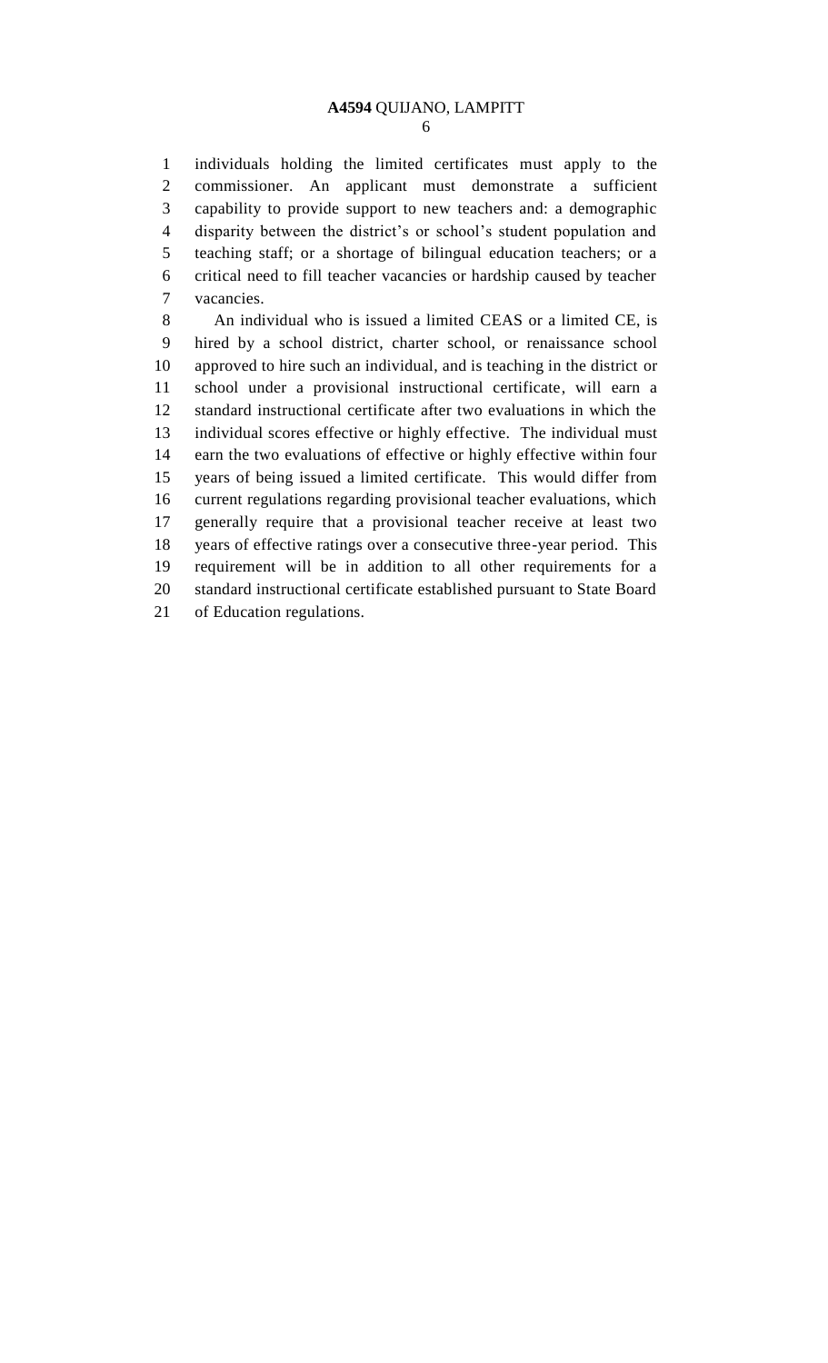individuals holding the limited certificates must apply to the commissioner. An applicant must demonstrate a sufficient capability to provide support to new teachers and: a demographic disparity between the district's or school's student population and teaching staff; or a shortage of bilingual education teachers; or a critical need to fill teacher vacancies or hardship caused by teacher vacancies.

An individual who is issued a limited CEAS or a limited CE, is hired by a school district, charter school, or renaissance school approved to hire such an individual, and is teaching in the district or school under a provisional instructional certificate, will earn a standard instructional certificate after two evaluations in which the individual scores effective or highly effective. The individual must earn the two evaluations of effective or highly effective within four years of being issued a limited certificate. This would differ from current regulations regarding provisional teacher evaluations, which generally require that a provisional teacher receive at least two years of effective ratings over a consecutive three-year period. This requirement will be in addition to all other requirements for a standard instructional certificate established pursuant to State Board of Education regulations.